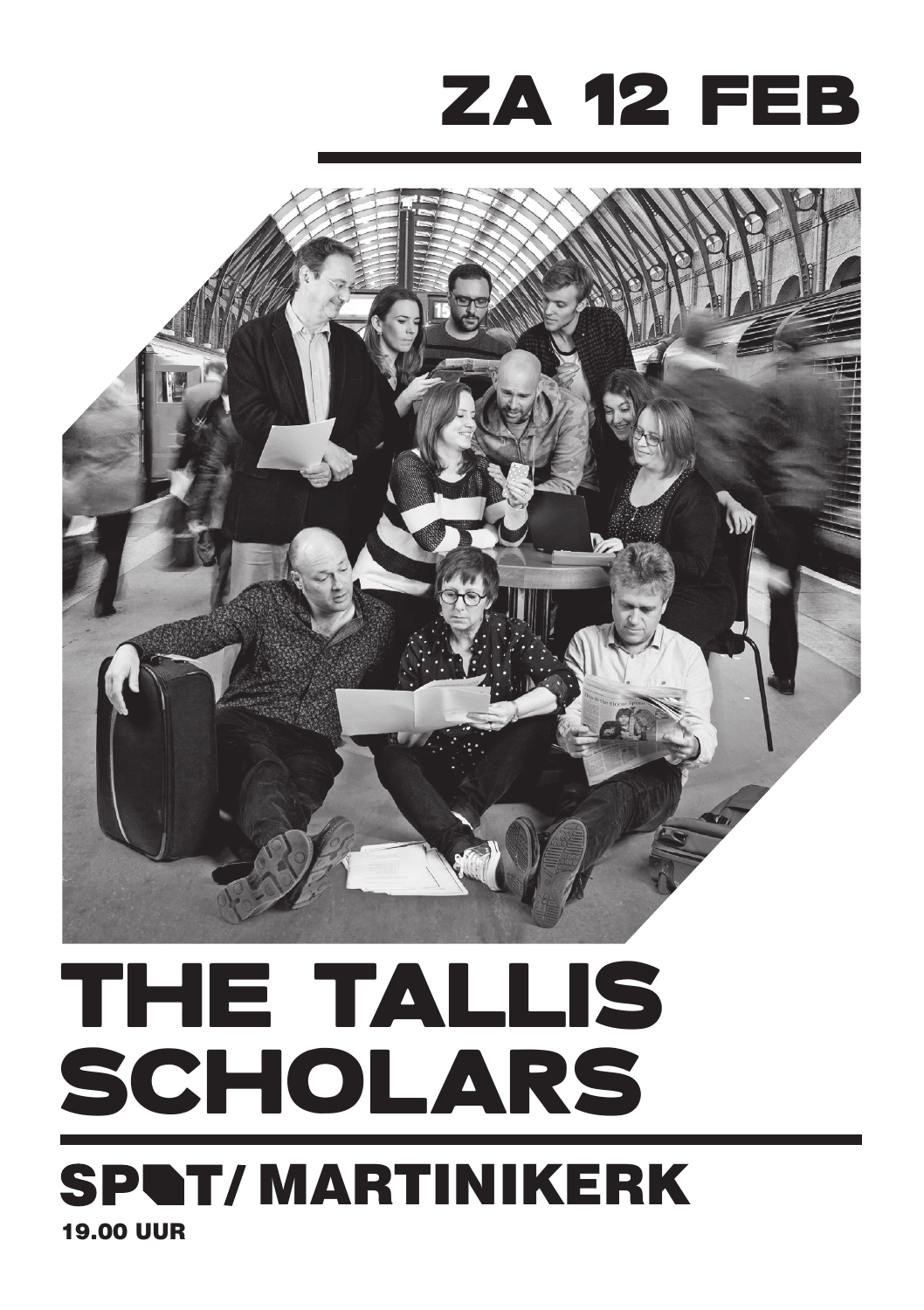# ZA 12 FEB

# THE TALLIS SCHOLARS

## SPOT/ MARTINIKERK

**19.00 UUR**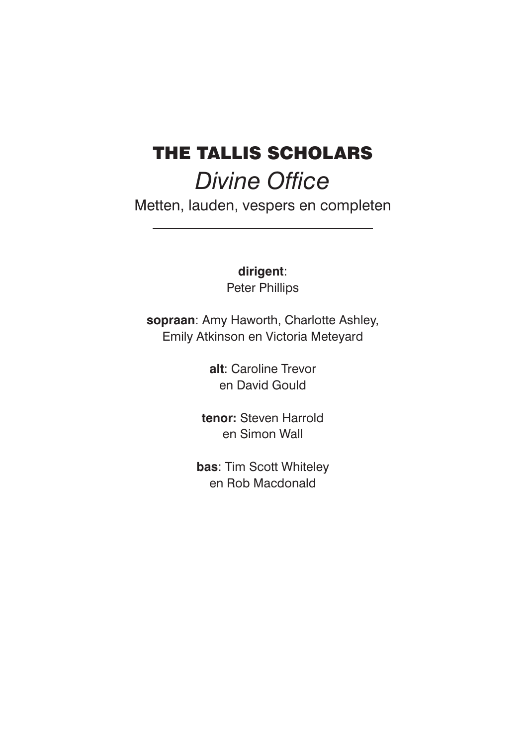# THE TALLIS SCHOLARS

## *Divine Office*

Metten, lauden, vespers en completen

---

**dirigent**:
Peter Phillips

**sopraan**: Amy Haworth, Charlotte Ashley, Emily Atkinson en Victoria Meteyard

**alt**: Caroline Trevor en David Gould

**tenor:** Steven Harrold en Simon Wall

**bas**: Tim Scott Whiteley en Rob Macdonald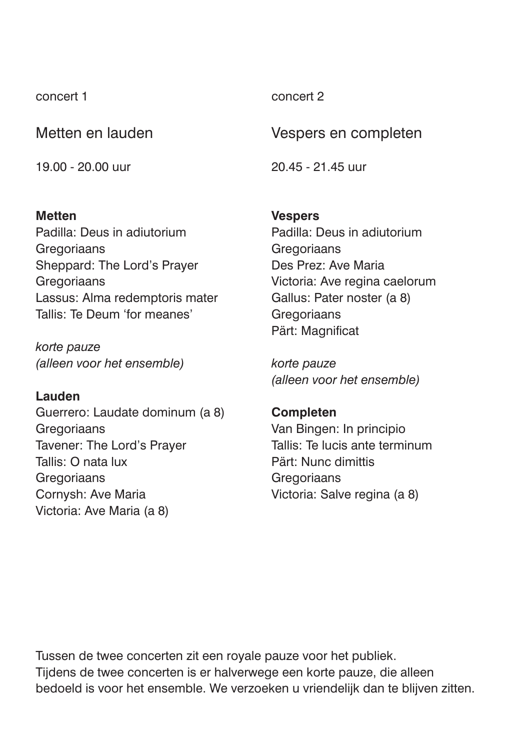concert 1

## Metten en lauden

19.00 - 20.00 uur

**Metten**
Padilla: Deus in adiutorium
Gregoriaans
Sheppard: The Lord's Prayer
Gregoriaans
Lassus: Alma redemptoris mater
Tallis: Te Deum 'for meanes'

*korte pauze*
*(alleen voor het ensemble)*

**Lauden**
Guerrero: Laudate dominum (a 8)
Gregoriaans
Tavener: The Lord's Prayer
Tallis: O nata lux
Gregoriaans
Cornysh: Ave Maria
Victoria: Ave Maria (a 8)

concert 2

## Vespers en completen

20.45 - 21.45 uur

**Vespers**
Padilla: Deus in adiutorium
Gregoriaans
Des Prez: Ave Maria
Victoria: Ave regina caelorum
Gallus: Pater noster (a 8)
Gregoriaans
Pärt: Magnificat

*korte pauze*
*(alleen voor het ensemble)*

**Completen**
Van Bingen: In principio
Tallis: Te lucis ante terminum
Pärt: Nunc dimittis
Gregoriaans
Victoria: Salve regina (a 8)

Tussen de twee concerten zit een royale pauze voor het publiek.
Tijdens de twee concerten is er halverwege een korte pauze, die alleen bedoeld is voor het ensemble. We verzoeken u vriendelijk dan te blijven zitten.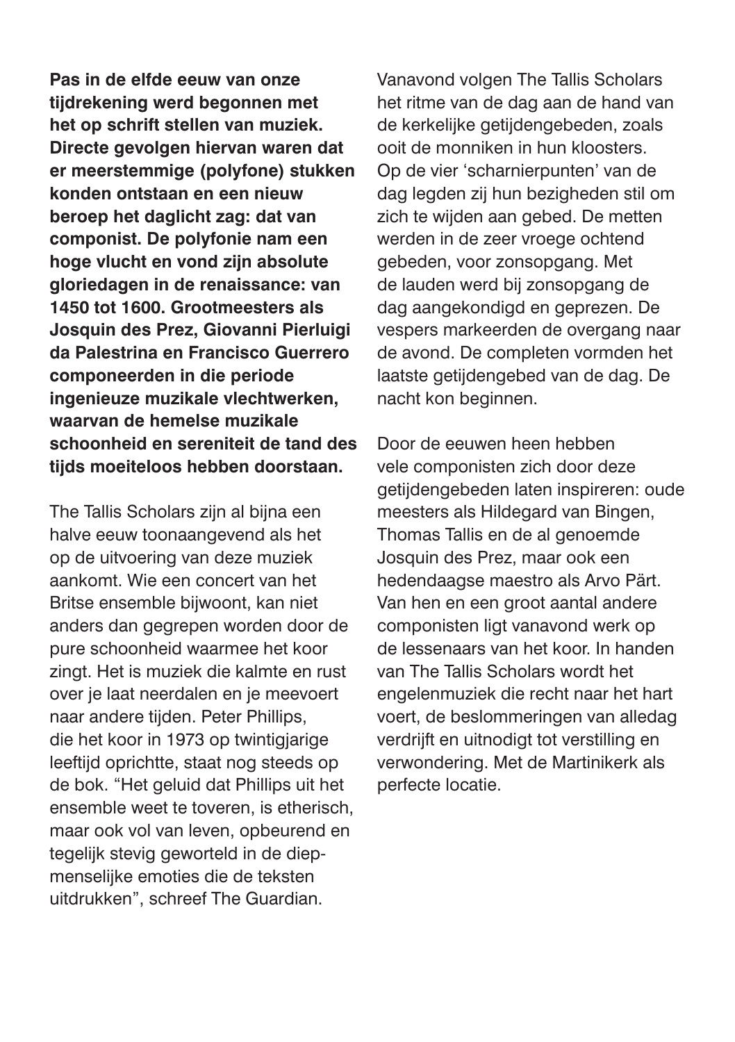**Pas in de elfde eeuw van onze tijdrekening werd begonnen met het op schrift stellen van muziek. Directe gevolgen hiervan waren dat er meerstemmige (polyfone) stukken konden ontstaan en een nieuw beroep het daglicht zag: dat van componist. De polyfonie nam een hoge vlucht en vond zijn absolute gloriedagen in de renaissance: van 1450 tot 1600. Grootmeesters als Josquin des Prez, Giovanni Pierluigi da Palestrina en Francisco Guerrero componeerden in die periode ingenieuze muzikale vlechtwerken, waarvan de hemelse muzikale schoonheid en sereniteit de tand des tijds moeiteloos hebben doorstaan.**

The Tallis Scholars zijn al bijna een halve eeuw toonaangevend als het op de uitvoering van deze muziek aankomt. Wie een concert van het Britse ensemble bijwoont, kan niet anders dan gegrepen worden door de pure schoonheid waarmee het koor zingt. Het is muziek die kalmte en rust over je laat neerdalen en je meevoert naar andere tijden. Peter Phillips, die het koor in 1973 op twintigjarige leeftijd oprichtte, staat nog steeds op de bok. “Het geluid dat Phillips uit het ensemble weet te toveren, is etherisch, maar ook vol van leven, opbeurend en tegelijk stevig geworteld in de diep-menselijke emoties die de teksten uitdrukken”, schreef The Guardian.

Vanavond volgen The Tallis Scholars het ritme van de dag aan de hand van de kerkelijke getijdengebeden, zoals ooit de monniken in hun kloosters. Op de vier ‘scharnierpunten’ van de dag legden zij hun bezigheden stil om zich te wijden aan gebed. De metten werden in de zeer vroege ochtend gebeden, voor zonsopgang. Met de lauden werd bij zonsopgang de dag aangekondigd en geprezen. De vespers markeerden de overgang naar de avond. De completen vormden het laatste getijdengebed van de dag. De nacht kon beginnen.

Door de eeuwen heen hebben vele componisten zich door deze getijdengebeden laten inspireren: oude meesters als Hildegard van Bingen, Thomas Tallis en de al genoemde Josquin des Prez, maar ook een hedendaagse maestro als Arvo Pärt. Van hen en een groot aantal andere componisten ligt vanavond werk op de lessenaars van het koor. In handen van The Tallis Scholars wordt het engelenmuziek die recht naar het hart voert, de beslommeringen van alledag verdrijft en uitnodigt tot verstilling en verwondering. Met de Martinikerk als perfecte locatie.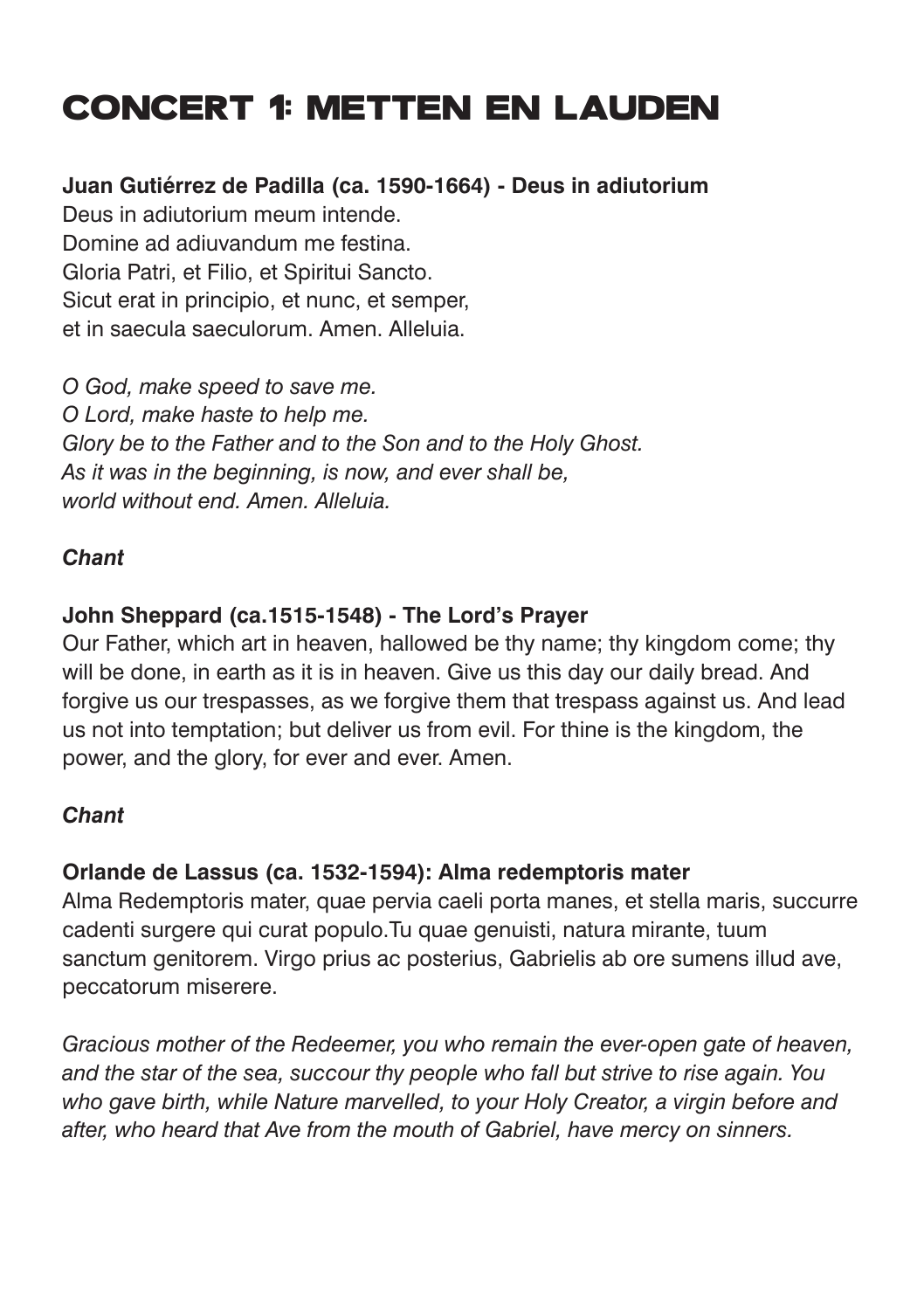# CONCERT 1: METTEN EN LAUDEN

**Juan Gutiérrez de Padilla (ca. 1590-1664) - Deus in adiutorium**
Deus in adiutorium meum intende.
Domine ad adiuvandum me festina.
Gloria Patri, et Filio, et Spiritui Sancto.
Sicut erat in principio, et nunc, et semper,
et in saecula saeculorum. Amen. Alleluia.

*O God, make speed to save me.*
*O Lord, make haste to help me.*
*Glory be to the Father and to the Son and to the Holy Ghost.*
*As it was in the beginning, is now, and ever shall be,*
*world without end. Amen. Alleluia.*

***Chant***

**John Sheppard (ca.1515-1548) - The Lord's Prayer**
Our Father, which art in heaven, hallowed be thy name; thy kingdom come; thy will be done, in earth as it is in heaven. Give us this day our daily bread. And forgive us our trespasses, as we forgive them that trespass against us. And lead us not into temptation; but deliver us from evil. For thine is the kingdom, the power, and the glory, for ever and ever. Amen.

***Chant***

**Orlande de Lassus (ca. 1532-1594): Alma redemptoris mater**
Alma Redemptoris mater, quae pervia caeli porta manes, et stella maris, succurre cadenti surgere qui curat populo.Tu quae genuisti, natura mirante, tuum sanctum genitorem. Virgo prius ac posterius, Gabrielis ab ore sumens illud ave, peccatorum miserere.

*Gracious mother of the Redeemer, you who remain the ever-open gate of heaven, and the star of the sea, succour thy people who fall but strive to rise again. You who gave birth, while Nature marvelled, to your Holy Creator, a virgin before and after, who heard that Ave from the mouth of Gabriel, have mercy on sinners.*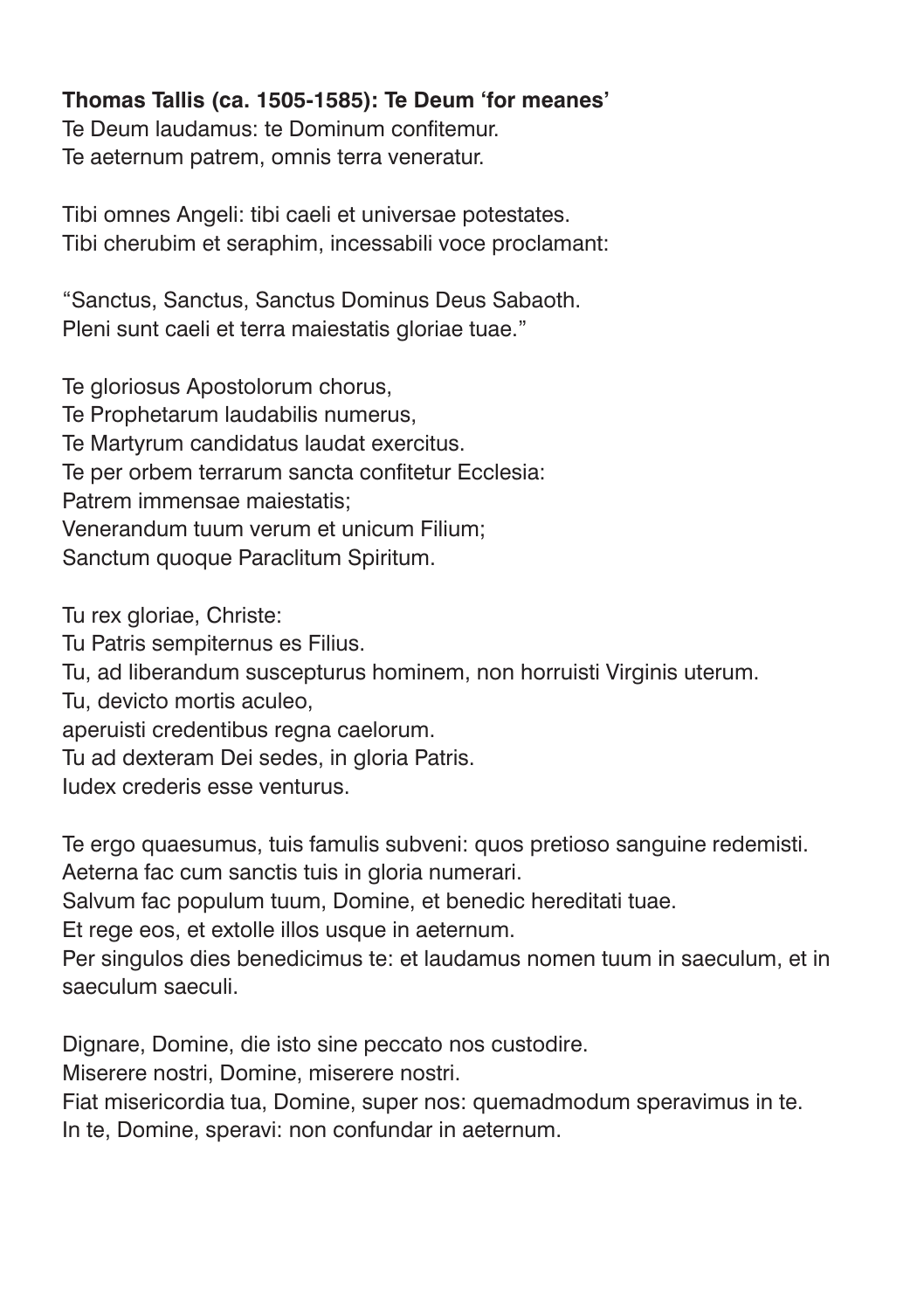**Thomas Tallis (ca. 1505-1585): Te Deum 'for meanes'**

Te Deum laudamus: te Dominum confitemur.  
Te aeternum patrem, omnis terra veneratur.

Tibi omnes Angeli: tibi caeli et universae potestates.  
Tibi cherubim et seraphim, incessabili voce proclamant:

"Sanctus, Sanctus, Sanctus Dominus Deus Sabaoth.  
Pleni sunt caeli et terra maiestatis gloriae tuae."

Te gloriosus Apostolorum chorus,  
Te Prophetarum laudabilis numerus,  
Te Martyrum candidatus laudat exercitus.  
Te per orbem terrarum sancta confitetur Ecclesia:  
Patrem immensae maiestatis;  
Venerandum tuum verum et unicum Filium;  
Sanctum quoque Paraclitum Spiritum.

Tu rex gloriae, Christe:  
Tu Patris sempiternus es Filius.  
Tu, ad liberandum suscepturus hominem, non horruisti Virginis uterum.  
Tu, devicto mortis aculeo,  
aperuisti credentibus regna caelorum.  
Tu ad dexteram Dei sedes, in gloria Patris.  
Iudex crederis esse venturus.

Te ergo quaesumus, tuis famulis subveni: quos pretioso sanguine redemisti.  
Aeterna fac cum sanctis tuis in gloria numerari.  
Salvum fac populum tuum, Domine, et benedic hereditati tuae.  
Et rege eos, et extolle illos usque in aeternum.  
Per singulos dies benedicimus te: et laudamus nomen tuum in saeculum, et in saeculum saeculi.

Dignare, Domine, die isto sine peccato nos custodire.  
Miserere nostri, Domine, miserere nostri.  
Fiat misericordia tua, Domine, super nos: quemadmodum speravimus in te.  
In te, Domine, speravi: non confundar in aeternum.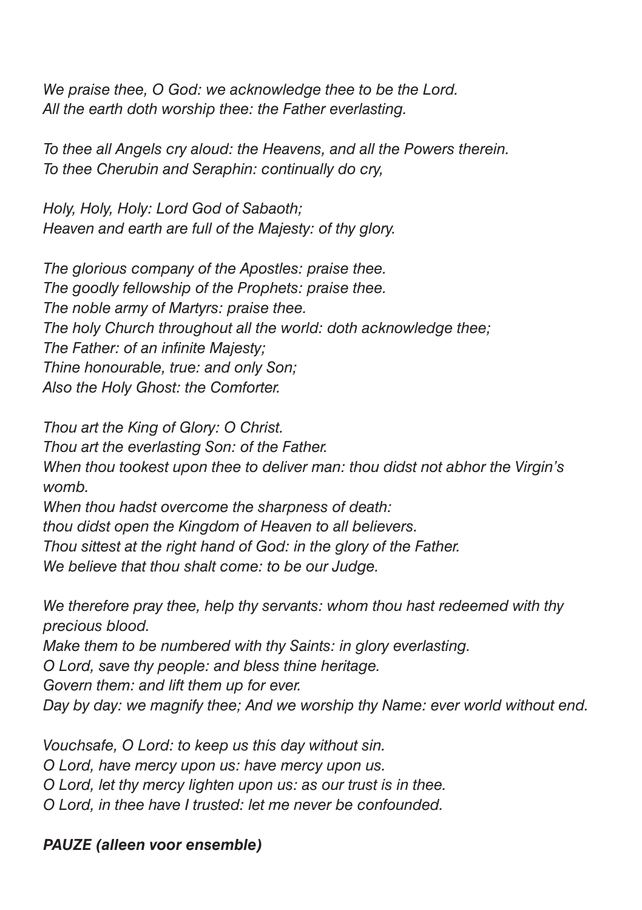*We praise thee, O God: we acknowledge thee to be the Lord.*
*All the earth doth worship thee: the Father everlasting.*

*To thee all Angels cry aloud: the Heavens, and all the Powers therein.*
*To thee Cherubin and Seraphin: continually do cry,*

*Holy, Holy, Holy: Lord God of Sabaoth;*
*Heaven and earth are full of the Majesty: of thy glory.*

*The glorious company of the Apostles: praise thee.*
*The goodly fellowship of the Prophets: praise thee.*
*The noble army of Martyrs: praise thee.*
*The holy Church throughout all the world: doth acknowledge thee;*
*The Father: of an infinite Majesty;*
*Thine honourable, true: and only Son;*
*Also the Holy Ghost: the Comforter.*

*Thou art the King of Glory: O Christ.*
*Thou art the everlasting Son: of the Father.*
*When thou tookest upon thee to deliver man: thou didst not abhor the Virgin's womb.*
*When thou hadst overcome the sharpness of death:*
*thou didst open the Kingdom of Heaven to all believers.*
*Thou sittest at the right hand of God: in the glory of the Father.*
*We believe that thou shalt come: to be our Judge.*

*We therefore pray thee, help thy servants: whom thou hast redeemed with thy precious blood.*
*Make them to be numbered with thy Saints: in glory everlasting.*
*O Lord, save thy people: and bless thine heritage.*
*Govern them: and lift them up for ever.*
*Day by day: we magnify thee; And we worship thy Name: ever world without end.*

*Vouchsafe, O Lord: to keep us this day without sin.*
*O Lord, have mercy upon us: have mercy upon us.*
*O Lord, let thy mercy lighten upon us: as our trust is in thee.*
*O Lord, in thee have I trusted: let me never be confounded.*

***PAUZE (alleen voor ensemble)***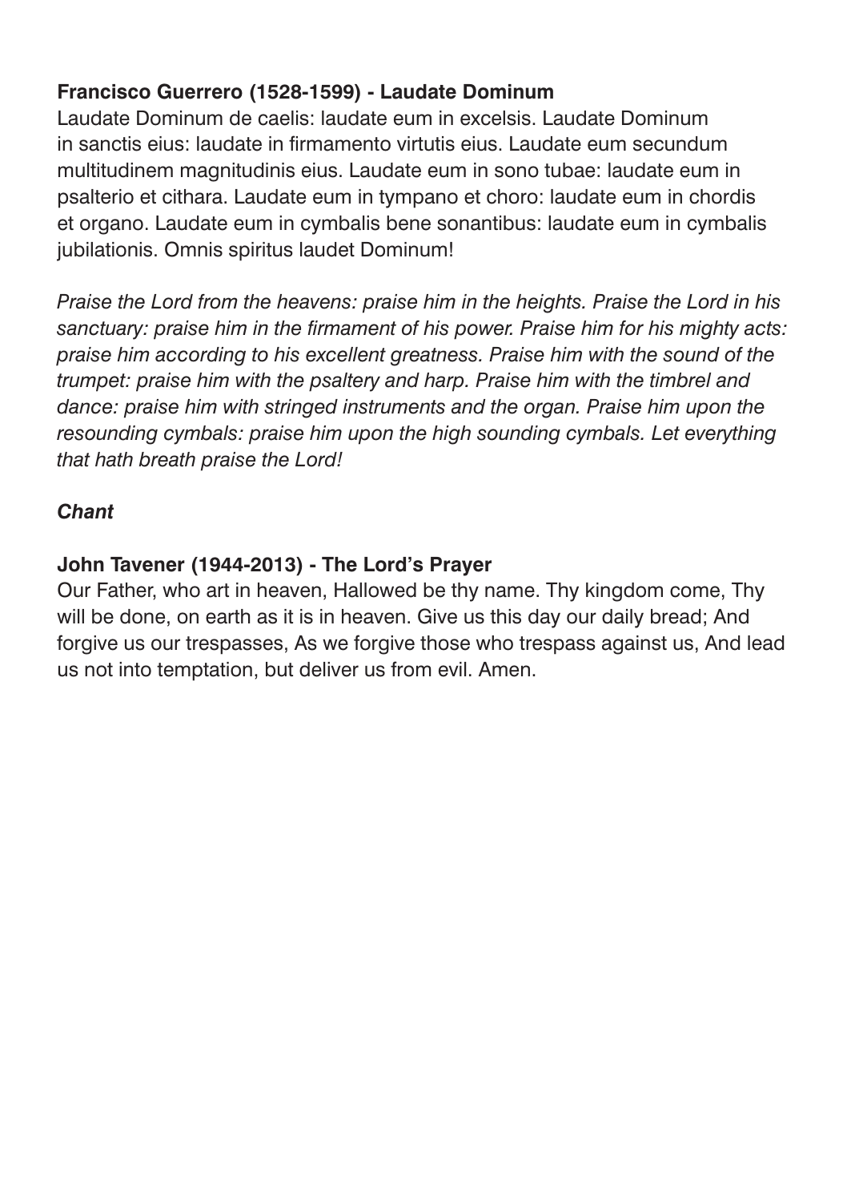**Francisco Guerrero (1528-1599) - Laudate Dominum**

Laudate Dominum de caelis: laudate eum in excelsis. Laudate Dominum in sanctis eius: laudate in firmamento virtutis eius. Laudate eum secundum multitudinem magnitudinis eius. Laudate eum in sono tubae: laudate eum in psalterio et cithara. Laudate eum in tympano et choro: laudate eum in chordis et organo. Laudate eum in cymbalis bene sonantibus: laudate eum in cymbalis jubilationis. Omnis spiritus laudet Dominum!

*Praise the Lord from the heavens: praise him in the heights. Praise the Lord in his sanctuary: praise him in the firmament of his power. Praise him for his mighty acts: praise him according to his excellent greatness. Praise him with the sound of the trumpet: praise him with the psaltery and harp. Praise him with the timbrel and dance: praise him with stringed instruments and the organ. Praise him upon the resounding cymbals: praise him upon the high sounding cymbals. Let everything that hath breath praise the Lord!*

***Chant***

**John Tavener (1944-2013) - The Lord's Prayer**

Our Father, who art in heaven, Hallowed be thy name. Thy kingdom come, Thy will be done, on earth as it is in heaven. Give us this day our daily bread; And forgive us our trespasses, As we forgive those who trespass against us, And lead us not into temptation, but deliver us from evil. Amen.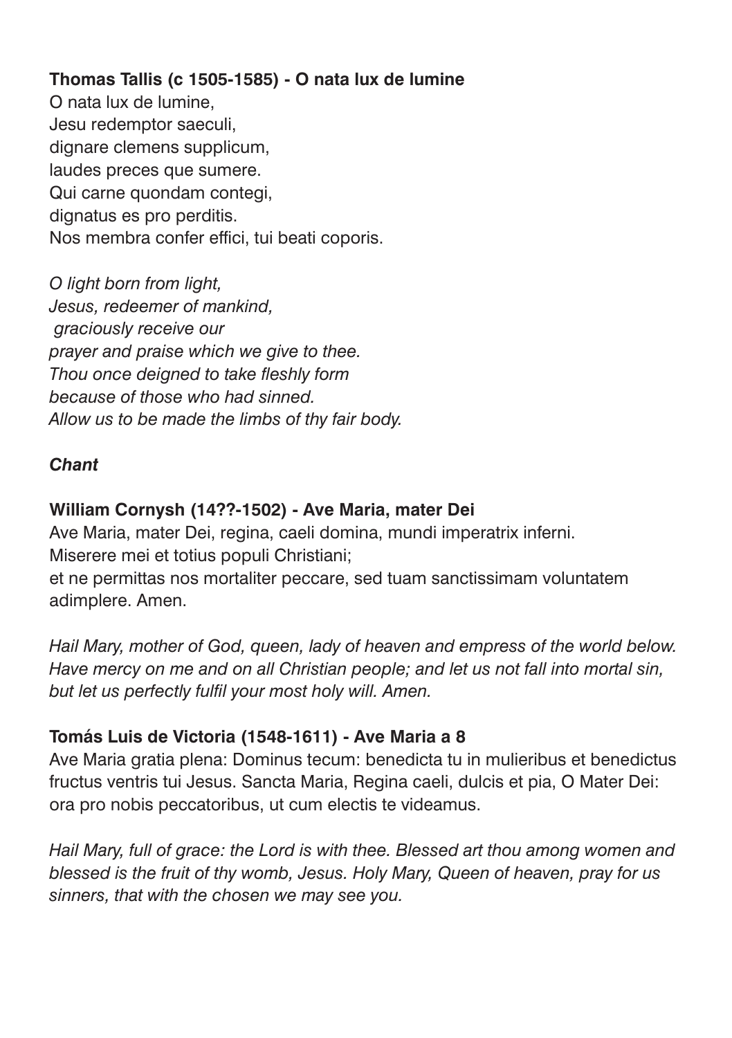**Thomas Tallis (c 1505-1585) - O nata lux de lumine**

O nata lux de lumine,
Jesu redemptor saeculi,
dignare clemens supplicum,
laudes preces que sumere.
Qui carne quondam contegi,
dignatus es pro perditis.
Nos membra confer effici, tui beati coporis.

*O light born from light,*
*Jesus, redeemer of mankind,*
*graciously receive our*
*prayer and praise which we give to thee.*
*Thou once deigned to take fleshly form*
*because of those who had sinned.*
*Allow us to be made the limbs of thy fair body.*

***Chant***

**William Cornysh (14??-1502) - Ave Maria, mater Dei**

Ave Maria, mater Dei, regina, caeli domina, mundi imperatrix inferni.
Miserere mei et totius populi Christiani;
et ne permittas nos mortaliter peccare, sed tuam sanctissimam voluntatem adimplere. Amen.

*Hail Mary, mother of God, queen, lady of heaven and empress of the world below. Have mercy on me and on all Christian people; and let us not fall into mortal sin, but let us perfectly fulfil your most holy will. Amen.*

**Tomás Luis de Victoria (1548-1611) - Ave Maria a 8**

Ave Maria gratia plena: Dominus tecum: benedicta tu in mulieribus et benedictus fructus ventris tui Jesus. Sancta Maria, Regina caeli, dulcis et pia, O Mater Dei: ora pro nobis peccatoribus, ut cum electis te videamus.

*Hail Mary, full of grace: the Lord is with thee. Blessed art thou among women and blessed is the fruit of thy womb, Jesus. Holy Mary, Queen of heaven, pray for us sinners, that with the chosen we may see you.*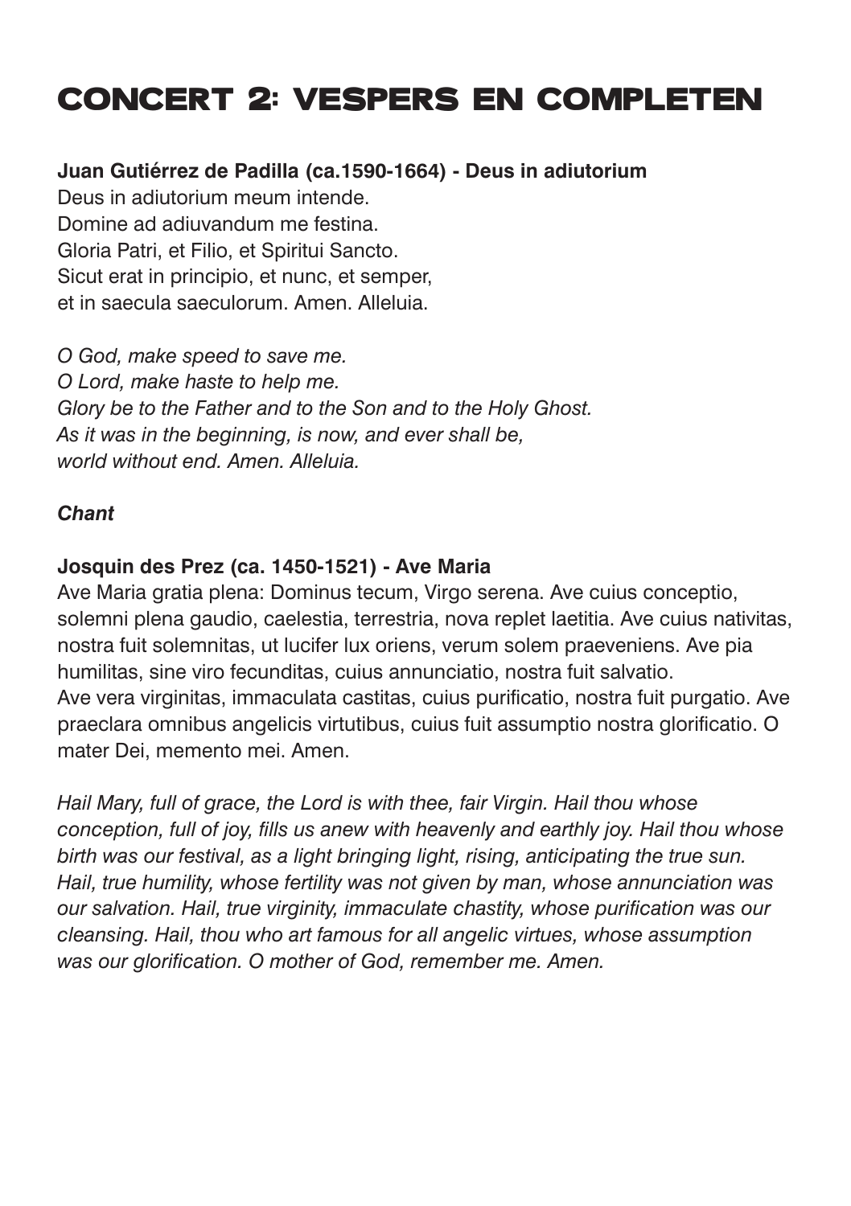# CONCERT 2: VESPERS EN COMPLETEN

**Juan Gutiérrez de Padilla (ca.1590-1664) - Deus in adiutorium**
Deus in adiutorium meum intende.
Domine ad adiuvandum me festina.
Gloria Patri, et Filio, et Spiritui Sancto.
Sicut erat in principio, et nunc, et semper,
et in saecula saeculorum. Amen. Alleluia.

*O God, make speed to save me.*
*O Lord, make haste to help me.*
*Glory be to the Father and to the Son and to the Holy Ghost.*
*As it was in the beginning, is now, and ever shall be,*
*world without end. Amen. Alleluia.*

***Chant***

**Josquin des Prez (ca. 1450-1521) - Ave Maria**
Ave Maria gratia plena: Dominus tecum, Virgo serena. Ave cuius conceptio, solemni plena gaudio, caelestia, terrestria, nova replet laetitia. Ave cuius nativitas, nostra fuit solemnitas, ut lucifer lux oriens, verum solem praeveniens. Ave pia humilitas, sine viro fecunditas, cuius annunciatio, nostra fuit salvatio.
Ave vera virginitas, immaculata castitas, cuius purificatio, nostra fuit purgatio. Ave praeclara omnibus angelicis virtutibus, cuius fuit assumptio nostra glorificatio. O mater Dei, memento mei. Amen.

*Hail Mary, full of grace, the Lord is with thee, fair Virgin. Hail thou whose conception, full of joy, fills us anew with heavenly and earthly joy. Hail thou whose birth was our festival, as a light bringing light, rising, anticipating the true sun. Hail, true humility, whose fertility was not given by man, whose annunciation was our salvation. Hail, true virginity, immaculate chastity, whose purification was our cleansing. Hail, thou who art famous for all angelic virtues, whose assumption was our glorification. O mother of God, remember me. Amen.*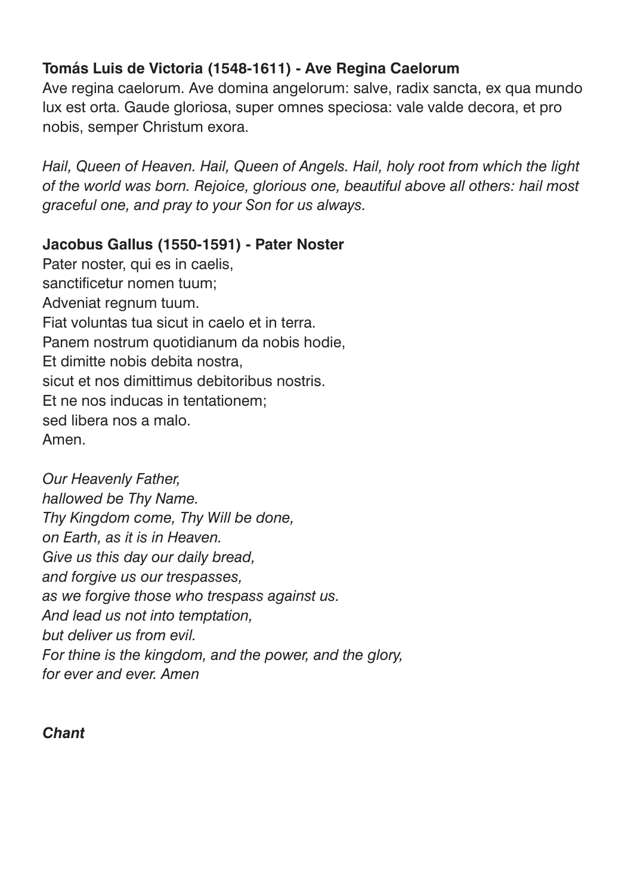**Tomás Luis de Victoria (1548-1611) - Ave Regina Caelorum**

Ave regina caelorum. Ave domina angelorum: salve, radix sancta, ex qua mundo lux est orta. Gaude gloriosa, super omnes speciosa: vale valde decora, et pro nobis, semper Christum exora.

*Hail, Queen of Heaven. Hail, Queen of Angels. Hail, holy root from which the light of the world was born. Rejoice, glorious one, beautiful above all others: hail most graceful one, and pray to your Son for us always.*

**Jacobus Gallus (1550-1591) - Pater Noster**

Pater noster, qui es in caelis,
sanctificetur nomen tuum;
Adveniat regnum tuum.
Fiat voluntas tua sicut in caelo et in terra.
Panem nostrum quotidianum da nobis hodie,
Et dimitte nobis debita nostra,
sicut et nos dimittimus debitoribus nostris.
Et ne nos inducas in tentationem;
sed libera nos a malo.
Amen.

*Our Heavenly Father,*
*hallowed be Thy Name.*
*Thy Kingdom come, Thy Will be done,*
*on Earth, as it is in Heaven.*
*Give us this day our daily bread,*
*and forgive us our trespasses,*
*as we forgive those who trespass against us.*
*And lead us not into temptation,*
*but deliver us from evil.*
*For thine is the kingdom, and the power, and the glory,*
*for ever and ever. Amen*

***Chant***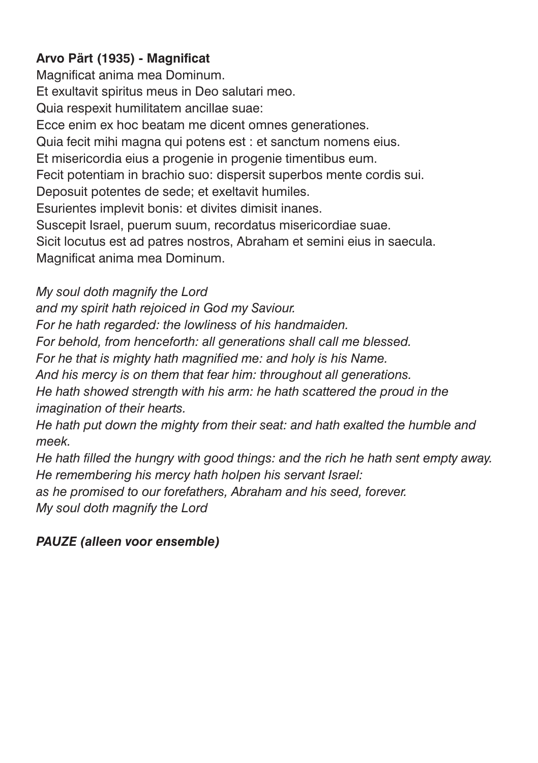**Arvo Pärt (1935) - Magnificat**

Magnificat anima mea Dominum.
Et exultavit spiritus meus in Deo salutari meo.
Quia respexit humilitatem ancillae suae:
Ecce enim ex hoc beatam me dicent omnes generationes.
Quia fecit mihi magna qui potens est : et sanctum nomens eius.
Et misericordia eius a progenie in progenie timentibus eum.
Fecit potentiam in brachio suo: dispersit superbos mente cordis sui.
Deposuit potentes de sede; et exeltavit humiles.
Esurientes implevit bonis: et divites dimisit inanes.
Suscepit Israel, puerum suum, recordatus misericordiae suae.
Sicit locutus est ad patres nostros, Abraham et semini eius in saecula.
Magnificat anima mea Dominum.

*My soul doth magnify the Lord*
*and my spirit hath rejoiced in God my Saviour.*
*For he hath regarded: the lowliness of his handmaiden.*
*For behold, from henceforth: all generations shall call me blessed.*
*For he that is mighty hath magnified me: and holy is his Name.*
*And his mercy is on them that fear him: throughout all generations.*
*He hath showed strength with his arm: he hath scattered the proud in the imagination of their hearts.*
*He hath put down the mighty from their seat: and hath exalted the humble and meek.*
*He hath filled the hungry with good things: and the rich he hath sent empty away.*
*He remembering his mercy hath holpen his servant Israel:*
*as he promised to our forefathers, Abraham and his seed, forever.*
*My soul doth magnify the Lord*

***PAUZE (alleen voor ensemble)***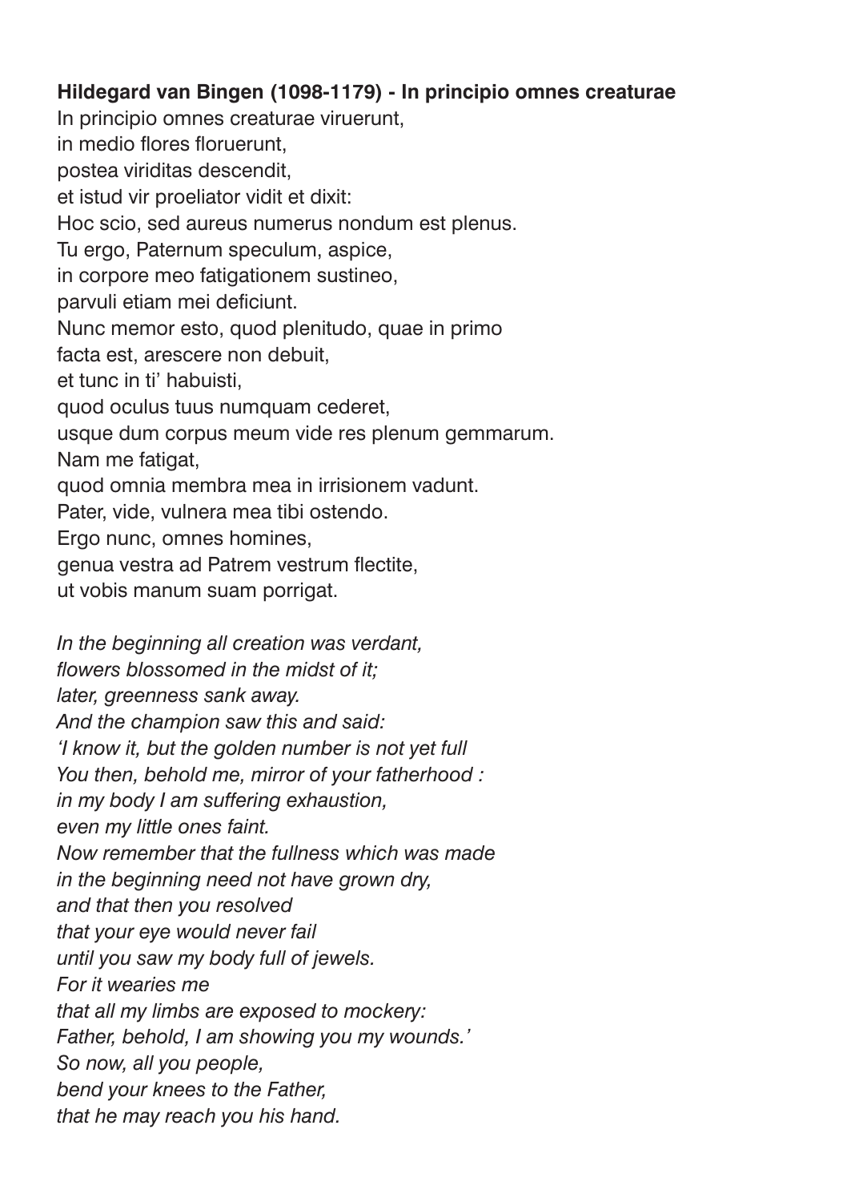**Hildegard van Bingen (1098-1179) - In principio omnes creaturae**

In principio omnes creaturae viruerunt,
in medio flores floruerunt,
postea viriditas descendit,
et istud vir proeliator vidit et dixit:
Hoc scio, sed aureus numerus nondum est plenus.
Tu ergo, Paternum speculum, aspice,
in corpore meo fatigationem sustineo,
parvuli etiam mei deficiunt.
Nunc memor esto, quod plenitudo, quae in primo
facta est, arescere non debuit,
et tunc in ti' habuisti,
quod oculus tuus numquam cederet,
usque dum corpus meum vide res plenum gemmarum.
Nam me fatigat,
quod omnia membra mea in irrisionem vadunt.
Pater, vide, vulnera mea tibi ostendo.
Ergo nunc, omnes homines,
genua vestra ad Patrem vestrum flectite,
ut vobis manum suam porrigat.

*In the beginning all creation was verdant,*
*flowers blossomed in the midst of it;*
*later, greenness sank away.*
*And the champion saw this and said:*
*'I know it, but the golden number is not yet full*
*You then, behold me, mirror of your fatherhood :*
*in my body I am suffering exhaustion,*
*even my little ones faint.*
*Now remember that the fullness which was made*
*in the beginning need not have grown dry,*
*and that then you resolved*
*that your eye would never fail*
*until you saw my body full of jewels.*
*For it wearies me*
*that all my limbs are exposed to mockery:*
*Father, behold, I am showing you my wounds.'*
*So now, all you people,*
*bend your knees to the Father,*
*that he may reach you his hand.*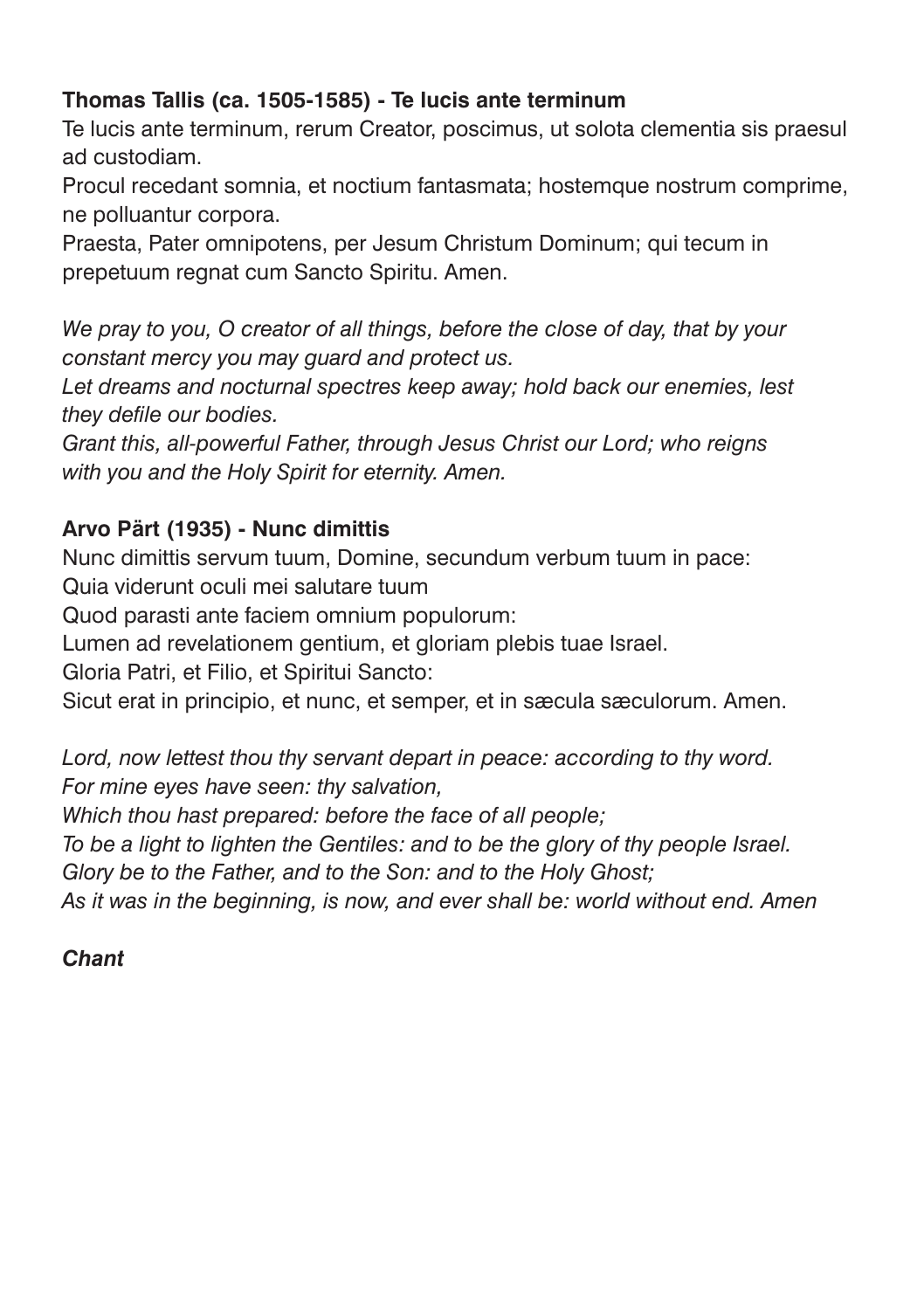**Thomas Tallis (ca. 1505-1585) - Te lucis ante terminum**

Te lucis ante terminum, rerum Creator, poscimus, ut solota clementia sis praesul ad custodiam.
Procul recedant somnia, et noctium fantasmata; hostemque nostrum comprime, ne polluantur corpora.
Praesta, Pater omnipotens, per Jesum Christum Dominum; qui tecum in prepetuum regnat cum Sancto Spiritu. Amen.

*We pray to you, O creator of all things, before the close of day, that by your constant mercy you may guard and protect us.*
*Let dreams and nocturnal spectres keep away; hold back our enemies, lest they defile our bodies.*
*Grant this, all-powerful Father, through Jesus Christ our Lord; who reigns with you and the Holy Spirit for eternity. Amen.*

**Arvo Pärt (1935) - Nunc dimittis**

Nunc dimittis servum tuum, Domine, secundum verbum tuum in pace:
Quia viderunt oculi mei salutare tuum
Quod parasti ante faciem omnium populorum:
Lumen ad revelationem gentium, et gloriam plebis tuae Israel.
Gloria Patri, et Filio, et Spiritui Sancto:
Sicut erat in principio, et nunc, et semper, et in sæcula sæculorum. Amen.

*Lord, now lettest thou thy servant depart in peace: according to thy word.*
*For mine eyes have seen: thy salvation,*
*Which thou hast prepared: before the face of all people;*
*To be a light to lighten the Gentiles: and to be the glory of thy people Israel.*
*Glory be to the Father, and to the Son: and to the Holy Ghost;*
*As it was in the beginning, is now, and ever shall be: world without end. Amen*

***Chant***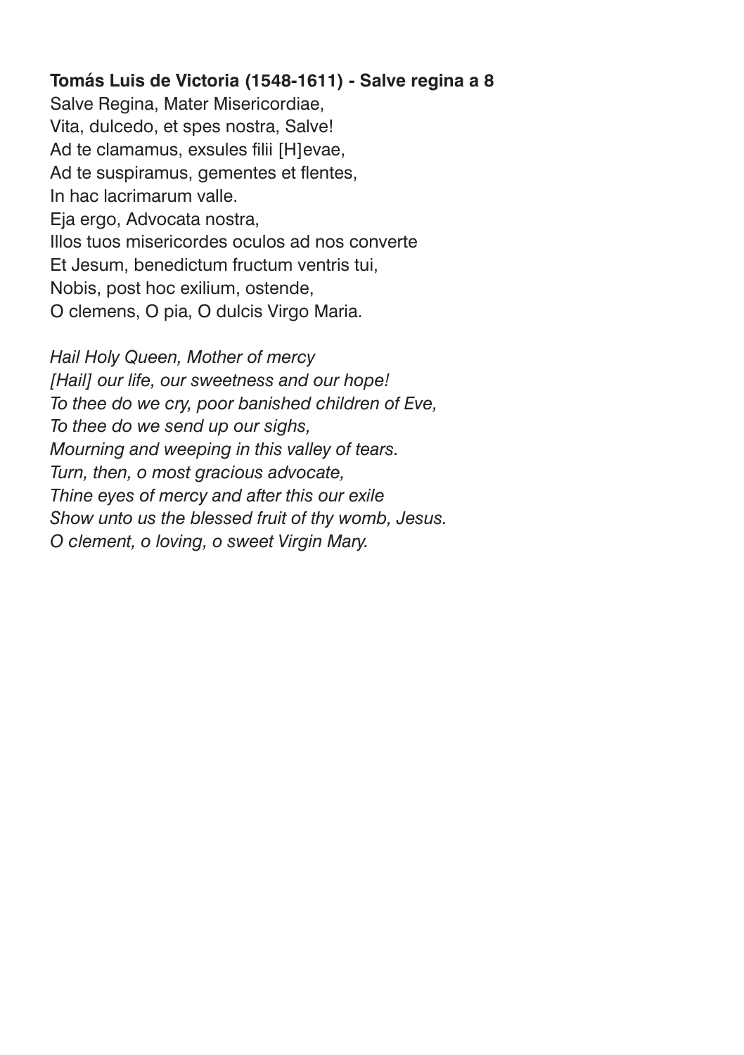**Tomás Luis de Victoria (1548-1611) - Salve regina a 8**

Salve Regina, Mater Misericordiae,
Vita, dulcedo, et spes nostra, Salve!
Ad te clamamus, exsules filii [H]evae,
Ad te suspiramus, gementes et flentes,
In hac lacrimarum valle.
Eja ergo, Advocata nostra,
Illos tuos misericordes oculos ad nos converte
Et Jesum, benedictum fructum ventris tui,
Nobis, post hoc exilium, ostende,
O clemens, O pia, O dulcis Virgo Maria.

*Hail Holy Queen, Mother of mercy*
*[Hail] our life, our sweetness and our hope!*
*To thee do we cry, poor banished children of Eve,*
*To thee do we send up our sighs,*
*Mourning and weeping in this valley of tears.*
*Turn, then, o most gracious advocate,*
*Thine eyes of mercy and after this our exile*
*Show unto us the blessed fruit of thy womb, Jesus.*
*O clement, o loving, o sweet Virgin Mary.*